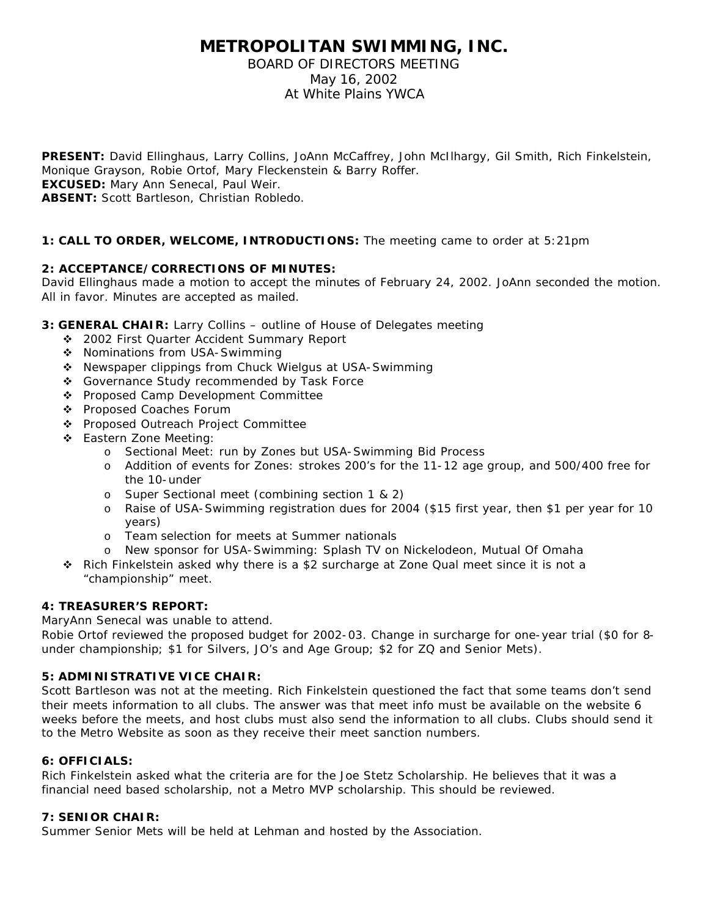# METROPOLITAN SWIMMING, INC.

BOARD OF DIRECTORS MEETING
May 16, 2002
At White Plains YWCA

**PRESENT:** David Ellinghaus, Larry Collins, JoAnn McCaffrey, John McIlhargy, Gil Smith, Rich Finkelstein, Monique Grayson, Robie Ortof, Mary Fleckenstein & Barry Roffer.
**EXCUSED:** Mary Ann Senecal, Paul Weir.
**ABSENT:** Scott Bartleson, Christian Robledo.

**1: CALL TO ORDER, WELCOME, INTRODUCTIONS:** The meeting came to order at 5:21pm

**2: ACCEPTANCE/CORRECTIONS OF MINUTES:**
David Ellinghaus made a motion to accept the minutes of February 24, 2002. JoAnn seconded the motion. All in favor. Minutes are accepted as mailed.

**3: GENERAL CHAIR:** Larry Collins – outline of House of Delegates meeting

- 2002 First Quarter Accident Summary Report
- Nominations from USA-Swimming
- Newspaper clippings from Chuck Wielgus at USA-Swimming
- Governance Study recommended by Task Force
- Proposed Camp Development Committee
- Proposed Coaches Forum
- Proposed Outreach Project Committee
- Eastern Zone Meeting:
    - Sectional Meet: run by Zones but USA-Swimming Bid Process
    - Addition of events for Zones: strokes 200's for the 11-12 age group, and 500/400 free for the 10-under
    - Super Sectional meet (combining section 1 & 2)
    - Raise of USA-Swimming registration dues for 2004 ($15 first year, then $1 per year for 10 years)
    - Team selection for meets at Summer nationals
    - New sponsor for USA-Swimming: Splash TV on Nickelodeon, Mutual Of Omaha
- Rich Finkelstein asked why there is a $2 surcharge at Zone Qual meet since it is not a "championship" meet.

**4: TREASURER'S REPORT:**
MaryAnn Senecal was unable to attend.
Robie Ortof reviewed the proposed budget for 2002-03. Change in surcharge for one-year trial ($0 for 8-under championship; $1 for Silvers, JO's and Age Group; $2 for ZQ and Senior Mets).

**5: ADMINISTRATIVE VICE CHAIR:**
Scott Bartleson was not at the meeting. Rich Finkelstein questioned the fact that some teams don't send their meets information to all clubs. The answer was that meet info must be available on the website 6 weeks before the meets, and host clubs must also send the information to all clubs. Clubs should send it to the Metro Website as soon as they receive their meet sanction numbers.

**6: OFFICIALS:**
Rich Finkelstein asked what the criteria are for the Joe Stetz Scholarship. He believes that it was a financial need based scholarship, not a Metro MVP scholarship. This should be reviewed.

**7: SENIOR CHAIR:**
Summer Senior Mets will be held at Lehman and hosted by the Association.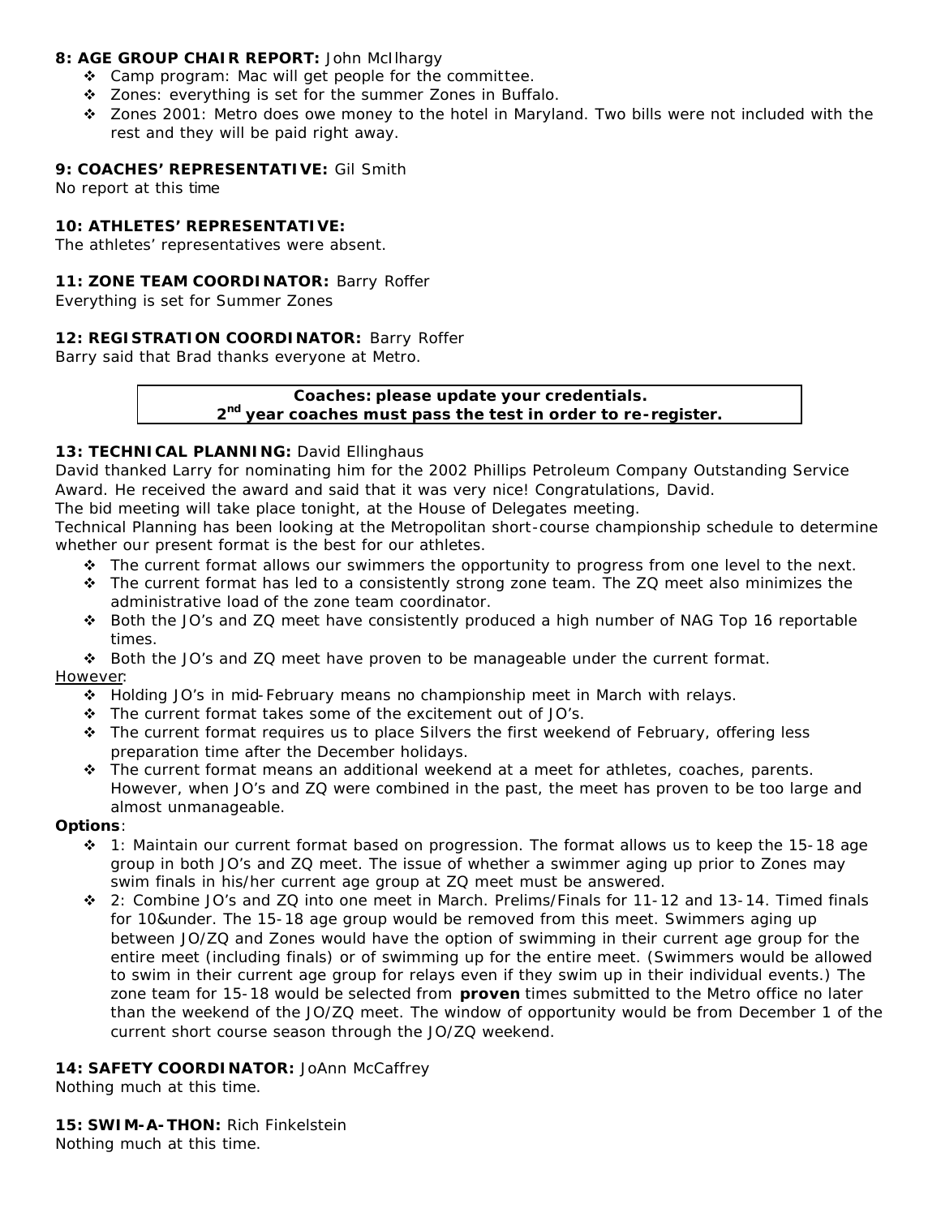**8: AGE GROUP CHAIR REPORT:** John McIlhargy

- Camp program: Mac will get people for the committee.
- Zones: everything is set for the summer Zones in Buffalo.
- Zones 2001: Metro does owe money to the hotel in Maryland. Two bills were not included with the rest and they will be paid right away.

**9: COACHES' REPRESENTATIVE:** Gil Smith

No report at this time

**10: ATHLETES' REPRESENTATIVE:**

The athletes' representatives were absent.

**11: ZONE TEAM COORDINATOR:** Barry Roffer

Everything is set for Summer Zones

**12: REGISTRATION COORDINATOR:** Barry Roffer

Barry said that Brad thanks everyone at Metro.

**Coaches: please update your credentials.**
**2nd year coaches must pass the test in order to re-register.**

**13: TECHNICAL PLANNING:** David Ellinghaus

David thanked Larry for nominating him for the 2002 Phillips Petroleum Company Outstanding Service Award. He received the award and said that it was very nice! Congratulations, David.

The bid meeting will take place tonight, at the House of Delegates meeting.

Technical Planning has been looking at the Metropolitan short-course championship schedule to determine whether our present format is the best for our athletes.

- The current format allows our swimmers the opportunity to progress from one level to the next.
- The current format has led to a consistently strong zone team. The ZQ meet also minimizes the administrative load of the zone team coordinator.
- Both the JO's and ZQ meet have consistently produced a high number of NAG Top 16 reportable times.
- Both the JO's and ZQ meet have proven to be manageable under the current format.

However:

- Holding JO's in mid-February means no championship meet in March with relays.
- The current format takes some of the excitement out of JO's.
- The current format requires us to place Silvers the first weekend of February, offering less preparation time after the December holidays.
- The current format means an additional weekend at a meet for athletes, coaches, parents. However, when JO's and ZQ were combined in the past, the meet has proven to be too large and almost unmanageable.

**Options**:

- 1: Maintain our current format based on progression. The format allows us to keep the 15-18 age group in both JO's and ZQ meet. The issue of whether a swimmer aging up prior to Zones may swim finals in his/her current age group at ZQ meet must be answered.
- 2: Combine JO's and ZQ into one meet in March. Prelims/Finals for 11-12 and 13-14. Timed finals for 10&under. The 15-18 age group would be removed from this meet. Swimmers aging up between JO/ZQ and Zones would have the option of swimming in their current age group for the entire meet (including finals) or of swimming up for the entire meet. (Swimmers would be allowed to swim in their current age group for relays even if they swim up in their individual events.) The zone team for 15-18 would be selected from **proven** times submitted to the Metro office no later than the weekend of the JO/ZQ meet. The window of opportunity would be from December 1 of the current short course season through the JO/ZQ weekend.

**14: SAFETY COORDINATOR:** JoAnn McCaffrey

Nothing much at this time.

**15: SWIM-A-THON:** Rich Finkelstein

Nothing much at this time.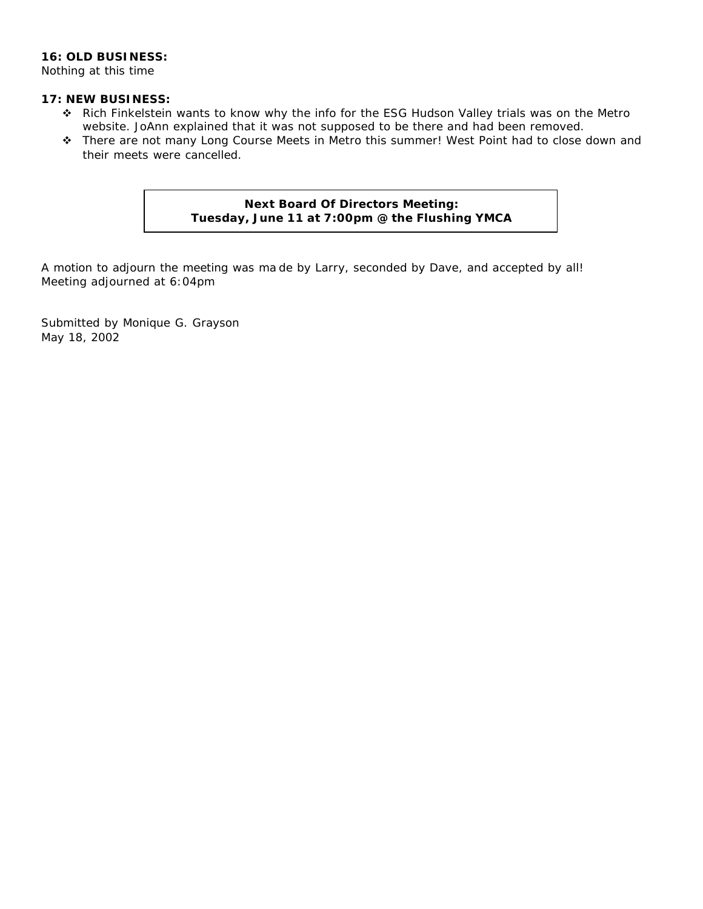**16: OLD BUSINESS:**
Nothing at this time

**17: NEW BUSINESS:**

- Rich Finkelstein wants to know why the info for the ESG Hudson Valley trials was on the Metro website. JoAnn explained that it was not supposed to be there and had been removed.
- There are not many Long Course Meets in Metro this summer! West Point had to close down and their meets were cancelled.

**Next Board Of Directors Meeting:**
**Tuesday, June 11 at 7:00pm @ the Flushing YMCA**

A motion to adjourn the meeting was made by Larry, seconded by Dave, and accepted by all!
Meeting adjourned at 6:04pm

Submitted by Monique G. Grayson
May 18, 2002